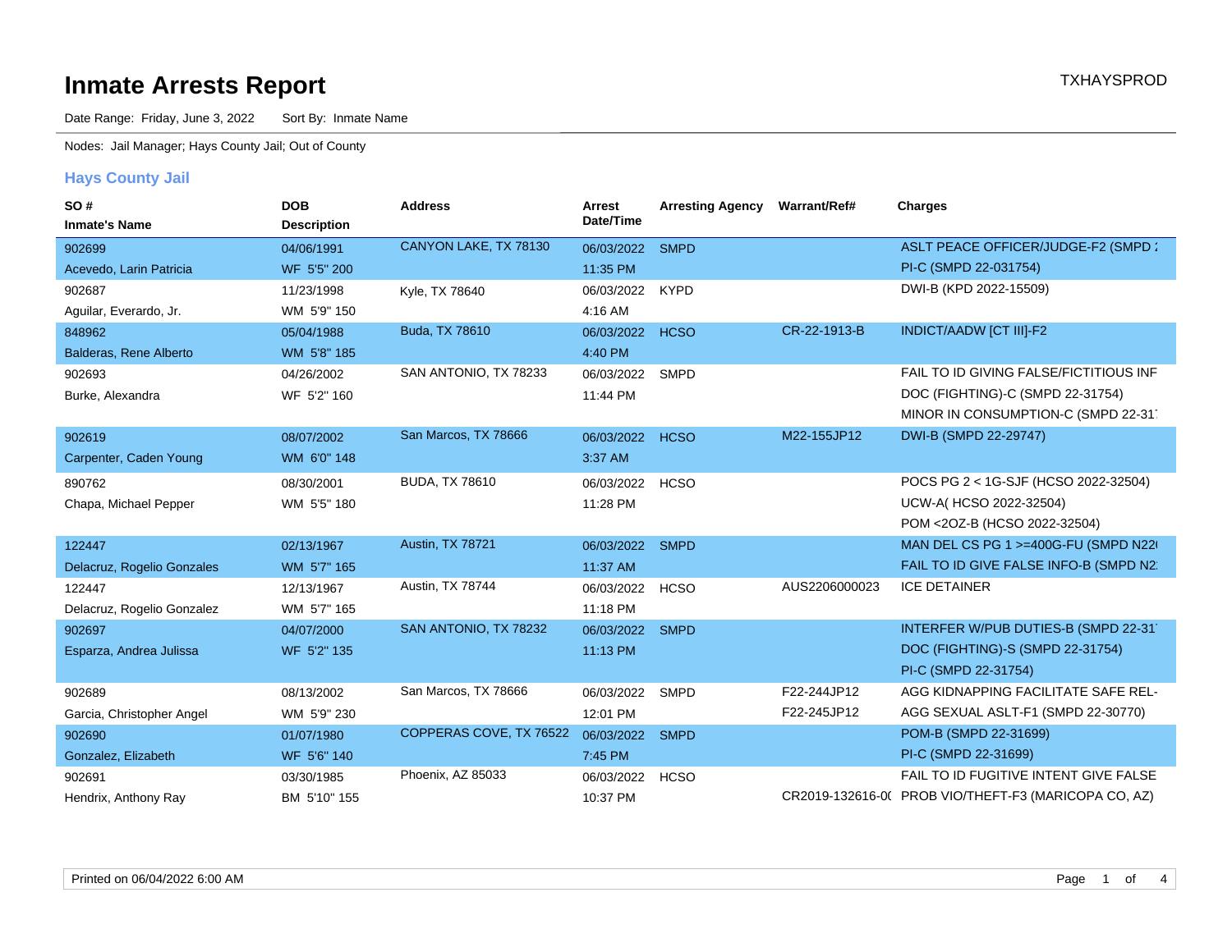# Inmate Arrests Report

TXHAYSPROD

Date Range: Friday, June 3, 2022    Sort By: Inmate Name

Nodes: Jail Manager; Hays County Jail; Out of County

## Hays County Jail

| SO # / Inmate's Name | DOB / Description | Address | Arrest Date/Time | Arresting Agency | Warrant/Ref# | Charges |
|---|---|---|---|---|---|---|
| 902699<br>Acevedo, Larin Patricia | 04/06/1991<br>WF 5'5" 200 | CANYON LAKE, TX 78130 | 06/03/2022<br>11:35 PM | SMPD | | ASLT PEACE OFFICER/JUDGE-F2 (SMPD 2<br>PI-C (SMPD 22-031754) |
| 902687<br>Aguilar, Everardo, Jr. | 11/23/1998<br>WM 5'9" 150 | Kyle, TX 78640 | 06/03/2022<br>4:16 AM | KYPD | | DWI-B (KPD 2022-15509) |
| 848962<br>Balderas, Rene Alberto | 05/04/1988<br>WM 5'8" 185 | Buda, TX 78610 | 06/03/2022<br>4:40 PM | HCSO | CR-22-1913-B | INDICT/AADW [CT III]-F2 |
| 902693<br>Burke, Alexandra | 04/26/2002<br>WF 5'2" 160 | SAN ANTONIO, TX 78233 | 06/03/2022<br>11:44 PM | SMPD | | FAIL TO ID GIVING FALSE/FICTITIOUS INF<br>DOC (FIGHTING)-C (SMPD 22-31754)<br>MINOR IN CONSUMPTION-C (SMPD 22-31 |
| 902619<br>Carpenter, Caden Young | 08/07/2002<br>WM 6'0" 148 | San Marcos, TX 78666 | 06/03/2022<br>3:37 AM | HCSO | M22-155JP12 | DWI-B (SMPD 22-29747) |
| 890762<br>Chapa, Michael Pepper | 08/30/2001<br>WM 5'5" 180 | BUDA, TX 78610 | 06/03/2022<br>11:28 PM | HCSO | | POCS PG 2 < 1G-SJF (HCSO 2022-32504)<br>UCW-A( HCSO 2022-32504)<br>POM <2OZ-B (HCSO 2022-32504) |
| 122447<br>Delacruz, Rogelio Gonzales | 02/13/1967<br>WM 5'7" 165 | Austin, TX 78721 | 06/03/2022<br>11:37 AM | SMPD | | MAN DEL CS PG 1 >=400G-FU (SMPD N22<br>FAIL TO ID GIVE FALSE INFO-B (SMPD N2 |
| 122447<br>Delacruz, Rogelio Gonzalez | 12/13/1967<br>WM 5'7" 165 | Austin, TX 78744 | 06/03/2022<br>11:18 PM | HCSO | AUS2206000023 | ICE DETAINER |
| 902697<br>Esparza, Andrea Julissa | 04/07/2000<br>WF 5'2" 135 | SAN ANTONIO, TX 78232 | 06/03/2022<br>11:13 PM | SMPD | | INTERFER W/PUB DUTIES-B (SMPD 22-31<br>DOC (FIGHTING)-S (SMPD 22-31754)<br>PI-C (SMPD 22-31754) |
| 902689<br>Garcia, Christopher Angel | 08/13/2002<br>WM 5'9" 230 | San Marcos, TX 78666 | 06/03/2022<br>12:01 PM | SMPD | F22-244JP12<br>F22-245JP12 | AGG KIDNAPPING FACILITATE SAFE REL-<br>AGG SEXUAL ASLT-F1 (SMPD 22-30770) |
| 902690<br>Gonzalez, Elizabeth | 01/07/1980<br>WF 5'6" 140 | COPPERAS COVE, TX 76522 | 06/03/2022<br>7:45 PM | SMPD | | POM-B (SMPD 22-31699)<br>PI-C (SMPD 22-31699) |
| 902691<br>Hendrix, Anthony Ray | 03/30/1985<br>BM 5'10" 155 | Phoenix, AZ 85033 | 06/03/2022<br>10:37 PM | HCSO | <br>CR2019-132616-0( | FAIL TO ID FUGITIVE INTENT GIVE FALSE<br>PROB VIO/THEFT-F3 (MARICOPA CO, AZ) |

Printed on 06/04/2022 6:00 AM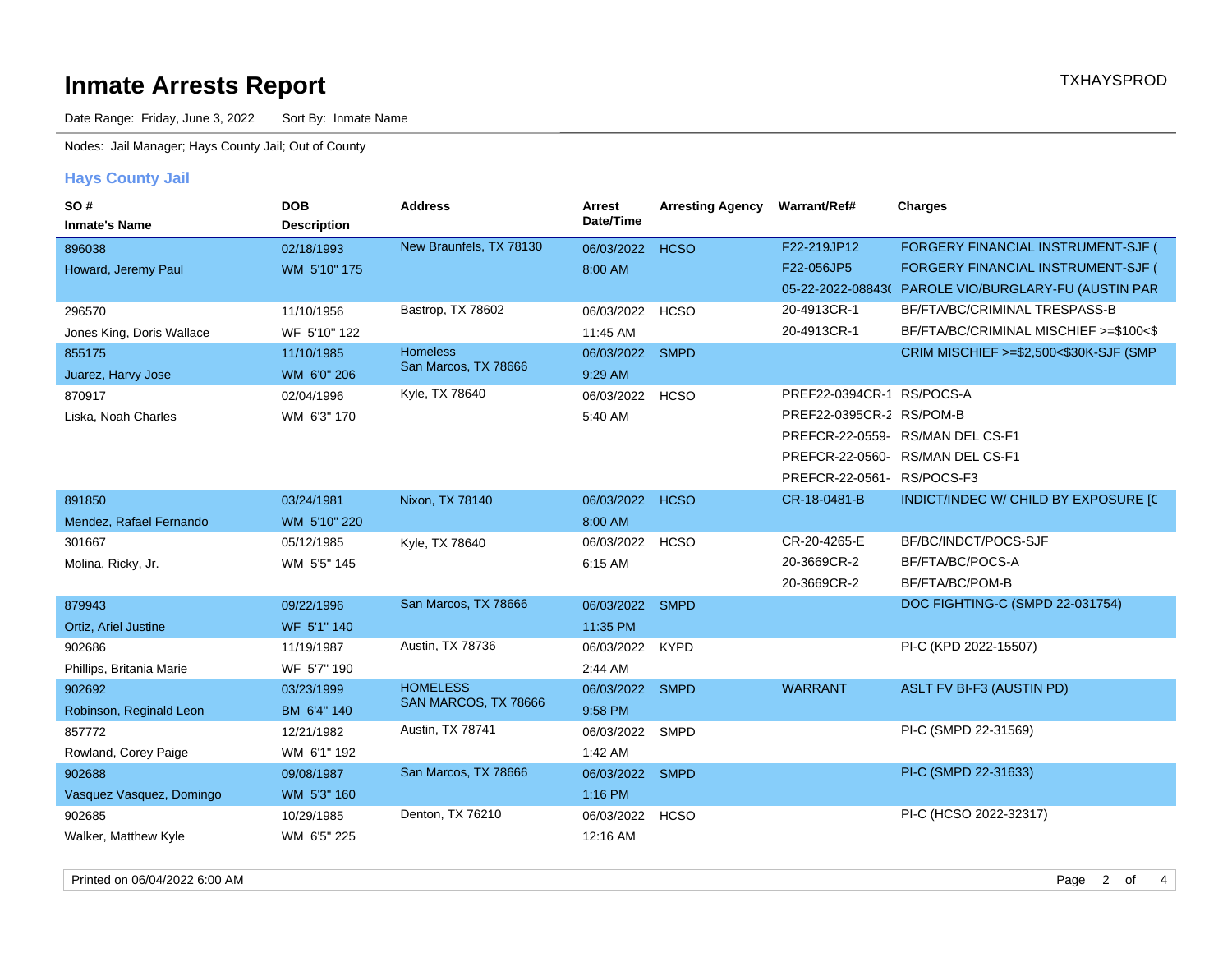# Inmate Arrests Report

TXHAYSPROD

Date Range: Friday, June 3, 2022     Sort By: Inmate Name

Nodes: Jail Manager; Hays County Jail; Out of County

## Hays County Jail

| SO # / Inmate's Name | DOB / Description | Address | Arrest Date/Time | Arresting Agency | Warrant/Ref# | Charges |
|---|---|---|---|---|---|---|
| 896038<br>Howard, Jeremy Paul | 02/18/1993<br>WM 5'10" 175 | New Braunfels, TX 78130 | 06/03/2022<br>8:00 AM | HCSO | F22-219JP12<br>F22-056JP5<br>05-22-2022-08843( | FORGERY FINANCIAL INSTRUMENT-SJF (<br>FORGERY FINANCIAL INSTRUMENT-SJF (<br>PAROLE VIO/BURGLARY-FU (AUSTIN PAR |
| 296570<br>Jones King, Doris Wallace | 11/10/1956<br>WF 5'10" 122 | Bastrop, TX 78602 | 06/03/2022<br>11:45 AM | HCSO | 20-4913CR-1<br>20-4913CR-1 | BF/FTA/BC/CRIMINAL TRESPASS-B<br>BF/FTA/BC/CRIMINAL MISCHIEF >=$100<$ |
| 855175<br>Juarez, Harvy Jose | 11/10/1985<br>WM 6'0" 206 | Homeless<br>San Marcos, TX 78666 | 06/03/2022<br>9:29 AM | SMPD | | CRIM MISCHIEF >=$2,500<$30K-SJF (SMP |
| 870917<br>Liska, Noah Charles | 02/04/1996<br>WM 6'3" 170 | Kyle, TX 78640 | 06/03/2022<br>5:40 AM | HCSO | PREF22-0394CR-1<br>PREF22-0395CR-2<br>PREFCR-22-0559-<br>PREFCR-22-0560-<br>PREFCR-22-0561- | RS/POCS-A<br>RS/POM-B<br>RS/MAN DEL CS-F1<br>RS/MAN DEL CS-F1<br>RS/POCS-F3 |
| 891850<br>Mendez, Rafael Fernando | 03/24/1981<br>WM 5'10" 220 | Nixon, TX 78140 | 06/03/2022<br>8:00 AM | HCSO | CR-18-0481-B | INDICT/INDEC W/ CHILD BY EXPOSURE [C |
| 301667<br>Molina, Ricky, Jr. | 05/12/1985<br>WM 5'5" 145 | Kyle, TX 78640 | 06/03/2022<br>6:15 AM | HCSO | CR-20-4265-E<br>20-3669CR-2<br>20-3669CR-2 | BF/BC/INDCT/POCS-SJF<br>BF/FTA/BC/POCS-A<br>BF/FTA/BC/POM-B |
| 879943<br>Ortiz, Ariel Justine | 09/22/1996<br>WF 5'1" 140 | San Marcos, TX 78666 | 06/03/2022<br>11:35 PM | SMPD | | DOC FIGHTING-C (SMPD 22-031754) |
| 902686<br>Phillips, Britania Marie | 11/19/1987<br>WF 5'7" 190 | Austin, TX 78736 | 06/03/2022<br>2:44 AM | KYPD | | PI-C (KPD 2022-15507) |
| 902692<br>Robinson, Reginald Leon | 03/23/1999<br>BM 6'4" 140 | HOMELESS<br>SAN MARCOS, TX 78666 | 06/03/2022<br>9:58 PM | SMPD | WARRANT | ASLT FV BI-F3 (AUSTIN PD) |
| 857772<br>Rowland, Corey Paige | 12/21/1982<br>WM 6'1" 192 | Austin, TX 78741 | 06/03/2022<br>1:42 AM | SMPD | | PI-C (SMPD 22-31569) |
| 902688<br>Vasquez Vasquez, Domingo | 09/08/1987<br>WM 5'3" 160 | San Marcos, TX 78666 | 06/03/2022<br>1:16 PM | SMPD | | PI-C (SMPD 22-31633) |
| 902685<br>Walker, Matthew Kyle | 10/29/1985<br>WM 6'5" 225 | Denton, TX 76210 | 06/03/2022<br>12:16 AM | HCSO | | PI-C (HCSO 2022-32317) |

Printed on 06/04/2022 6:00 AM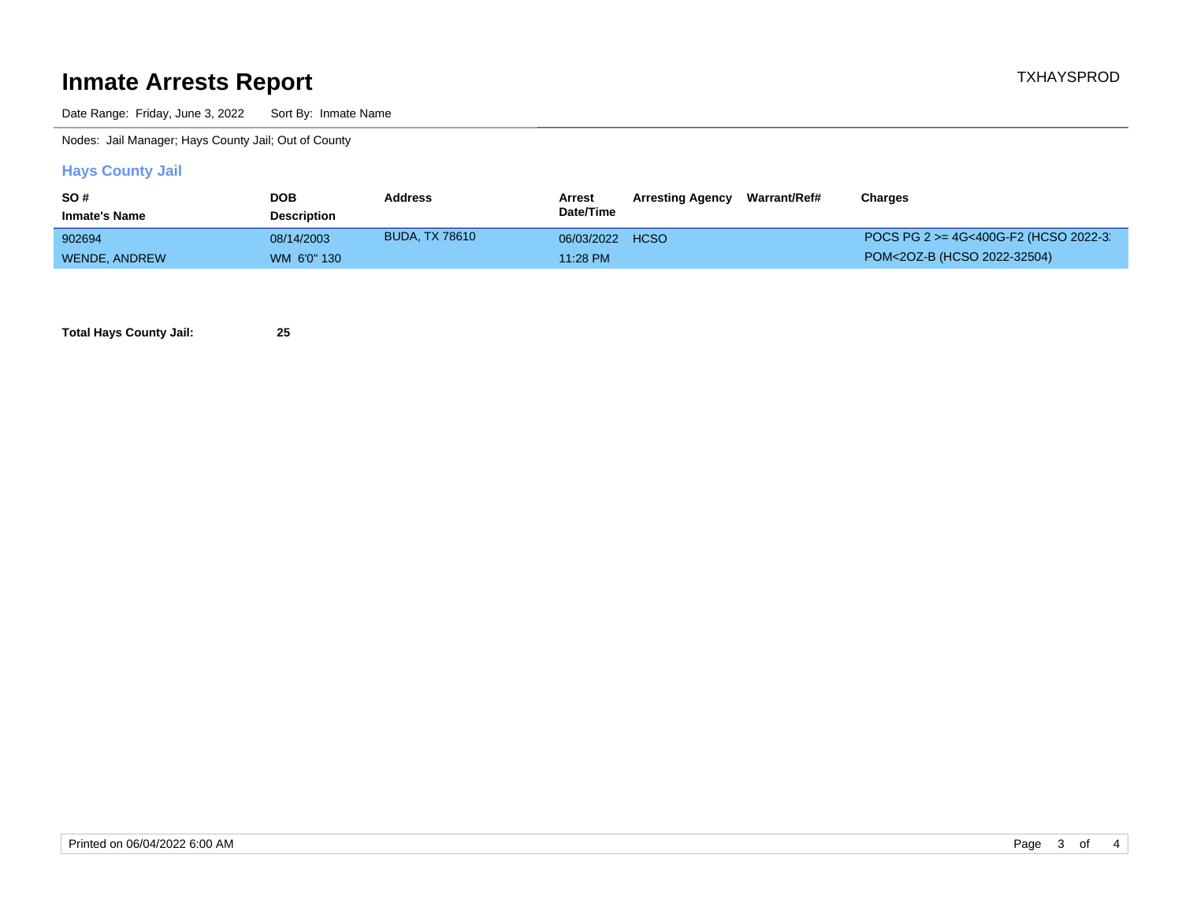# Inmate Arrests Report

TXHAYSPROD

Date Range: Friday, June 3, 2022    Sort By: Inmate Name

Nodes: Jail Manager; Hays County Jail; Out of County

## Hays County Jail

| SO # / Inmate's Name | DOB / Description | Address | Arrest Date/Time | Arresting Agency | Warrant/Ref# | Charges |
|---|---|---|---|---|---|---|
| 902694<br>WENDE, ANDREW | 08/14/2003<br>WM 6'0" 130 | BUDA, TX 78610 | 06/03/2022<br>11:28 PM | HCSO | | POCS PG 2 >= 4G<400G-F2 (HCSO 2022-3<br>POM<2OZ-B (HCSO 2022-32504) |

**Total Hays County Jail:** **25**

Printed on 06/04/2022 6:00 AM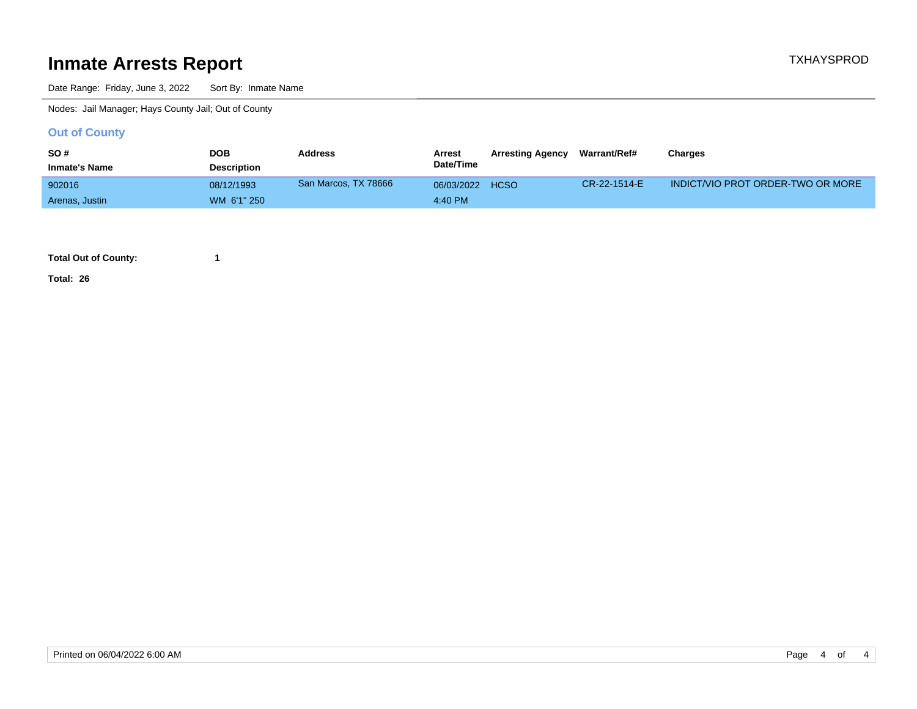# Inmate Arrests Report

TXHAYSPROD

Date Range: Friday, June 3, 2022    Sort By: Inmate Name

Nodes: Jail Manager; Hays County Jail; Out of County

## Out of County

| SO # / Inmate's Name | DOB / Description | Address | Arrest Date/Time | Arresting Agency | Warrant/Ref# | Charges |
|---|---|---|---|---|---|---|
| 902016 / Arenas, Justin | 08/12/1993 / WM 6'1" 250 | San Marcos, TX 78666 | 06/03/2022 4:40 PM | HCSO | CR-22-1514-E | INDICT/VIO PROT ORDER-TWO OR MORE |

**Total Out of County:** **1**

**Total: 26**

Printed on 06/04/2022 6:00 AM